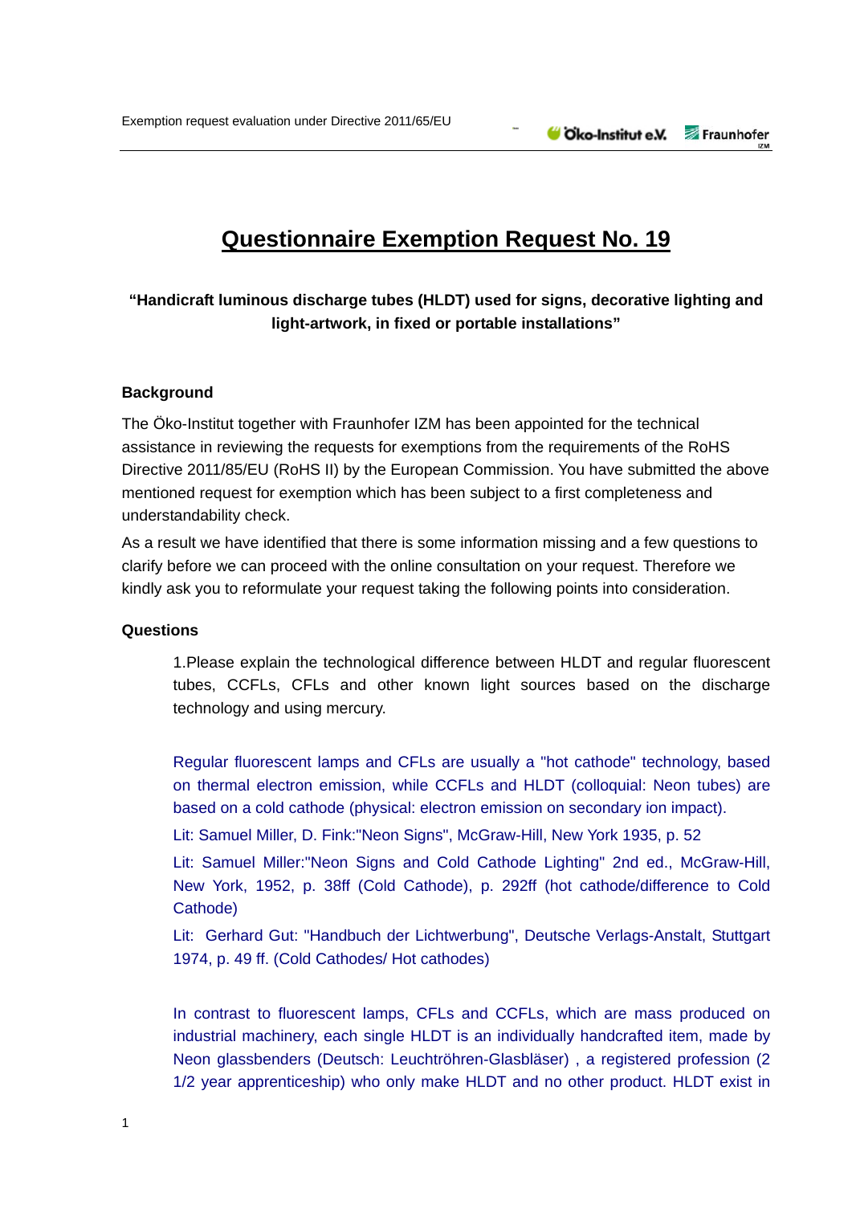# Questionnaire Exemption Request No. 19

**"Handicraft luminous discharge tubes (HLDT) used for signs, decorative lighting and light-artwork, in fixed or portable installations"**

## Background

The Öko-Institut together with Fraunhofer IZM has been appointed for the technical assistance in reviewing the requests for exemptions from the requirements of the RoHS Directive 2011/85/EU (RoHS II) by the European Commission. You have submitted the above mentioned request for exemption which has been subject to a first completeness and understandability check.

As a result we have identified that there is some information missing and a few questions to clarify before we can proceed with the online consultation on your request. Therefore we kindly ask you to reformulate your request taking the following points into consideration.

## Questions

1.Please explain the technological difference between HLDT and regular fluorescent tubes, CCFLs, CFLs and other known light sources based on the discharge technology and using mercury.

Regular fluorescent lamps and CFLs are usually a "hot cathode" technology, based on thermal electron emission, while CCFLs and HLDT (colloquial: Neon tubes) are based on a cold cathode (physical: electron emission on secondary ion impact).

Lit: Samuel Miller, D. Fink:"Neon Signs", McGraw-Hill, New York 1935, p. 52

Lit: Samuel Miller:"Neon Signs and Cold Cathode Lighting" 2nd ed., McGraw-Hill, New York, 1952, p. 38ff (Cold Cathode), p. 292ff (hot cathode/difference to Cold Cathode)

Lit: Gerhard Gut: "Handbuch der Lichtwerbung", Deutsche Verlags-Anstalt, Stuttgart 1974, p. 49 ff. (Cold Cathodes/ Hot cathodes)

In contrast to fluorescent lamps, CFLs and CCFLs, which are mass produced on industrial machinery, each single HLDT is an individually handcrafted item, made by Neon glassbenders (Deutsch: Leuchtröhren-Glasbläser) , a registered profession (2 1/2 year apprenticeship) who only make HLDT and no other product. HLDT exist in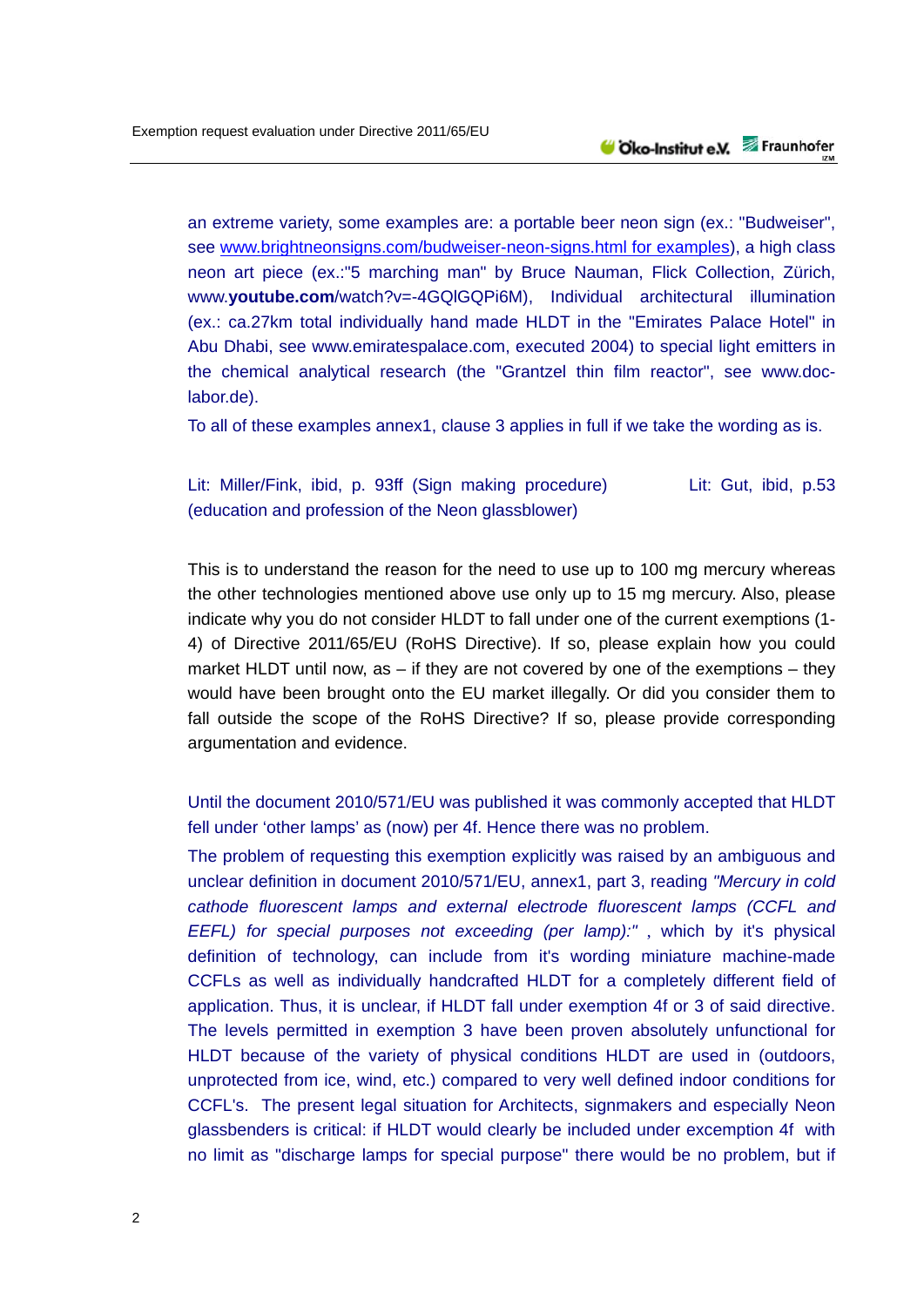an extreme variety, some examples are: a portable beer neon sign (ex.: "Budweiser", see www.brightneonsigns.com/budweiser-neon-signs.html for examples), a high class neon art piece (ex.:"5 marching man" by Bruce Nauman, Flick Collection, Zürich, www.**youtube.com**/watch?v=-4GQlGQPi6M), Individual architectural illumination (ex.: ca.27km total individually hand made HLDT in the "Emirates Palace Hotel" in Abu Dhabi, see www.emiratespalace.com, executed 2004) to special light emitters in the chemical analytical research (the "Grantzel thin film reactor", see www.doc-labor.de).

To all of these examples annex1, clause 3 applies in full if we take the wording as is.

Lit: Miller/Fink, ibid, p. 93ff (Sign making procedure) Lit: Gut, ibid, p.53 (education and profession of the Neon glassblower)

This is to understand the reason for the need to use up to 100 mg mercury whereas the other technologies mentioned above use only up to 15 mg mercury. Also, please indicate why you do not consider HLDT to fall under one of the current exemptions (1-4) of Directive 2011/65/EU (RoHS Directive). If so, please explain how you could market HLDT until now, as – if they are not covered by one of the exemptions – they would have been brought onto the EU market illegally. Or did you consider them to fall outside the scope of the RoHS Directive? If so, please provide corresponding argumentation and evidence.

Until the document 2010/571/EU was published it was commonly accepted that HLDT fell under ‘other lamps’ as (now) per 4f. Hence there was no problem.

The problem of requesting this exemption explicitly was raised by an ambiguous and unclear definition in document 2010/571/EU, annex1, part 3, reading *"Mercury in cold cathode fluorescent lamps and external electrode fluorescent lamps (CCFL and EEFL) for special purposes not exceeding (per lamp):"* , which by it's physical definition of technology, can include from it's wording miniature machine-made CCFLs as well as individually handcrafted HLDT for a completely different field of application. Thus, it is unclear, if HLDT fall under exemption 4f or 3 of said directive. The levels permitted in exemption 3 have been proven absolutely unfunctional for HLDT because of the variety of physical conditions HLDT are used in (outdoors, unprotected from ice, wind, etc.) compared to very well defined indoor conditions for CCFL's. The present legal situation for Architects, signmakers and especially Neon glassbenders is critical: if HLDT would clearly be included under exemption 4f with no limit as "discharge lamps for special purpose" there would be no problem, but if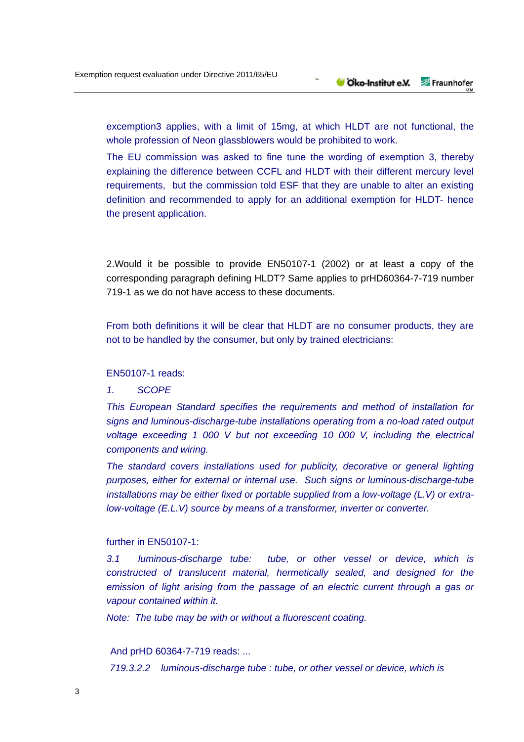exception3 applies, with a limit of 15mg, at which HLDT are not functional, the whole profession of Neon glassblowers would be prohibited to work.

The EU commission was asked to fine tune the wording of exemption 3, thereby explaining the difference between CCFL and HLDT with their different mercury level requirements, but the commission told ESF that they are unable to alter an existing definition and recommended to apply for an additional exemption for HLDT- hence the present application.

2.Would it be possible to provide EN50107-1 (2002) or at least a copy of the corresponding paragraph defining HLDT? Same applies to prHD60364-7-719 number 719-1 as we do not have access to these documents.

From both definitions it will be clear that HLDT are no consumer products, they are not to be handled by the consumer, but only by trained electricians:

EN50107-1 reads:

*1. SCOPE*

*This European Standard specifies the requirements and method of installation for signs and luminous-discharge-tube installations operating from a no-load rated output voltage exceeding 1 000 V but not exceeding 10 000 V, including the electrical components and wiring.*

*The standard covers installations used for publicity, decorative or general lighting purposes, either for external or internal use. Such signs or luminous-discharge-tube installations may be either fixed or portable supplied from a low-voltage (L.V) or extra-low-voltage (E.L.V) source by means of a transformer, inverter or converter.*

further in EN50107-1:

*3.1 luminous-discharge tube: tube, or other vessel or device, which is constructed of translucent material, hermetically sealed, and designed for the emission of light arising from the passage of an electric current through a gas or vapour contained within it.*

*Note: The tube may be with or without a fluorescent coating.*

And prHD 60364-7-719 reads: ...

*719.3.2.2 luminous-discharge tube : tube, or other vessel or device, which is*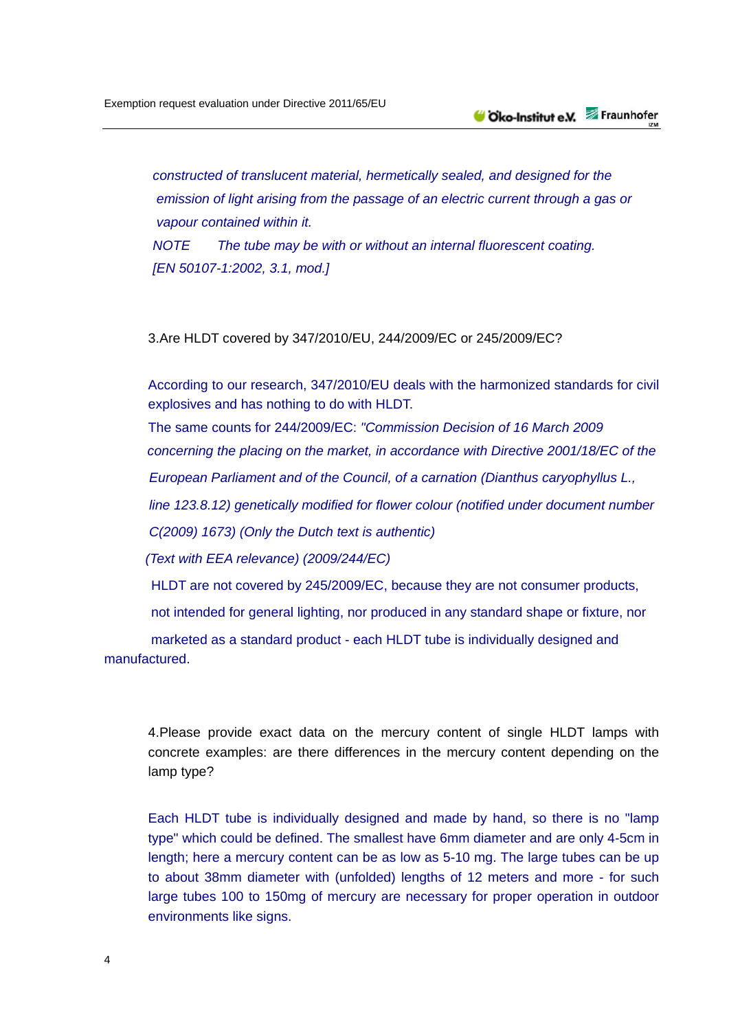*constructed of translucent material, hermetically sealed, and designed for the emission of light arising from the passage of an electric current through a gas or vapour contained within it.*

*NOTE The tube may be with or without an internal fluorescent coating.*

*[EN 50107-1:2002, 3.1, mod.]*

3.Are HLDT covered by 347/2010/EU, 244/2009/EC or 245/2009/EC?

According to our research, 347/2010/EU deals with the harmonized standards for civil explosives and has nothing to do with HLDT.

The same counts for 244/2009/EC: *"Commission Decision of 16 March 2009 concerning the placing on the market, in accordance with Directive 2001/18/EC of the European Parliament and of the Council, of a carnation (Dianthus caryophyllus L., line 123.8.12) genetically modified for flower colour (notified under document number C(2009) 1673) (Only the Dutch text is authentic)*

*(Text with EEA relevance) (2009/244/EC)*

HLDT are not covered by 245/2009/EC, because they are not consumer products, not intended for general lighting, nor produced in any standard shape or fixture, nor marketed as a standard product - each HLDT tube is individually designed and manufactured.

4.Please provide exact data on the mercury content of single HLDT lamps with concrete examples: are there differences in the mercury content depending on the lamp type?

Each HLDT tube is individually designed and made by hand, so there is no "lamp type" which could be defined. The smallest have 6mm diameter and are only 4-5cm in length; here a mercury content can be as low as 5-10 mg. The large tubes can be up to about 38mm diameter with (unfolded) lengths of 12 meters and more - for such large tubes 100 to 150mg of mercury are necessary for proper operation in outdoor environments like signs.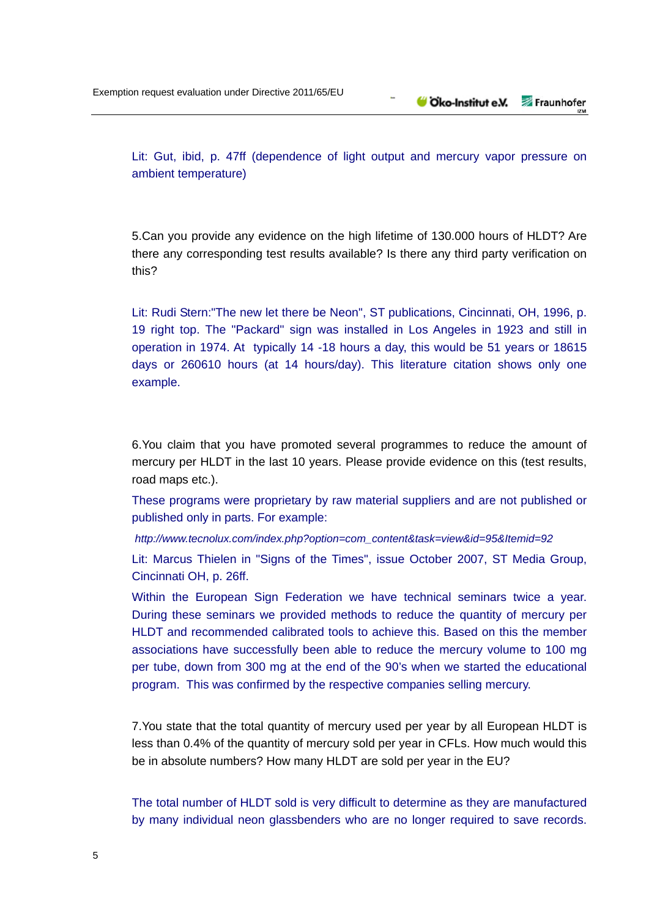Lit: Gut, ibid, p. 47ff (dependence of light output and mercury vapor pressure on ambient temperature)

5.Can you provide any evidence on the high lifetime of 130.000 hours of HLDT? Are there any corresponding test results available? Is there any third party verification on this?

Lit: Rudi Stern:"The new let there be Neon", ST publications, Cincinnati, OH, 1996, p. 19 right top. The "Packard" sign was installed in Los Angeles in 1923 and still in operation in 1974. At typically 14 -18 hours a day, this would be 51 years or 18615 days or 260610 hours (at 14 hours/day). This literature citation shows only one example.

6.You claim that you have promoted several programmes to reduce the amount of mercury per HLDT in the last 10 years. Please provide evidence on this (test results, road maps etc.).

These programs were proprietary by raw material suppliers and are not published or published only in parts. For example:

*http://www.tecnolux.com/index.php?option=com_content&task=view&id=95&Itemid=92*

Lit: Marcus Thielen in "Signs of the Times", issue October 2007, ST Media Group, Cincinnati OH, p. 26ff.

Within the European Sign Federation we have technical seminars twice a year. During these seminars we provided methods to reduce the quantity of mercury per HLDT and recommended calibrated tools to achieve this. Based on this the member associations have successfully been able to reduce the mercury volume to 100 mg per tube, down from 300 mg at the end of the 90's when we started the educational program. This was confirmed by the respective companies selling mercury.

7.You state that the total quantity of mercury used per year by all European HLDT is less than 0.4% of the quantity of mercury sold per year in CFLs. How much would this be in absolute numbers? How many HLDT are sold per year in the EU?

The total number of HLDT sold is very difficult to determine as they are manufactured by many individual neon glassbenders who are no longer required to save records.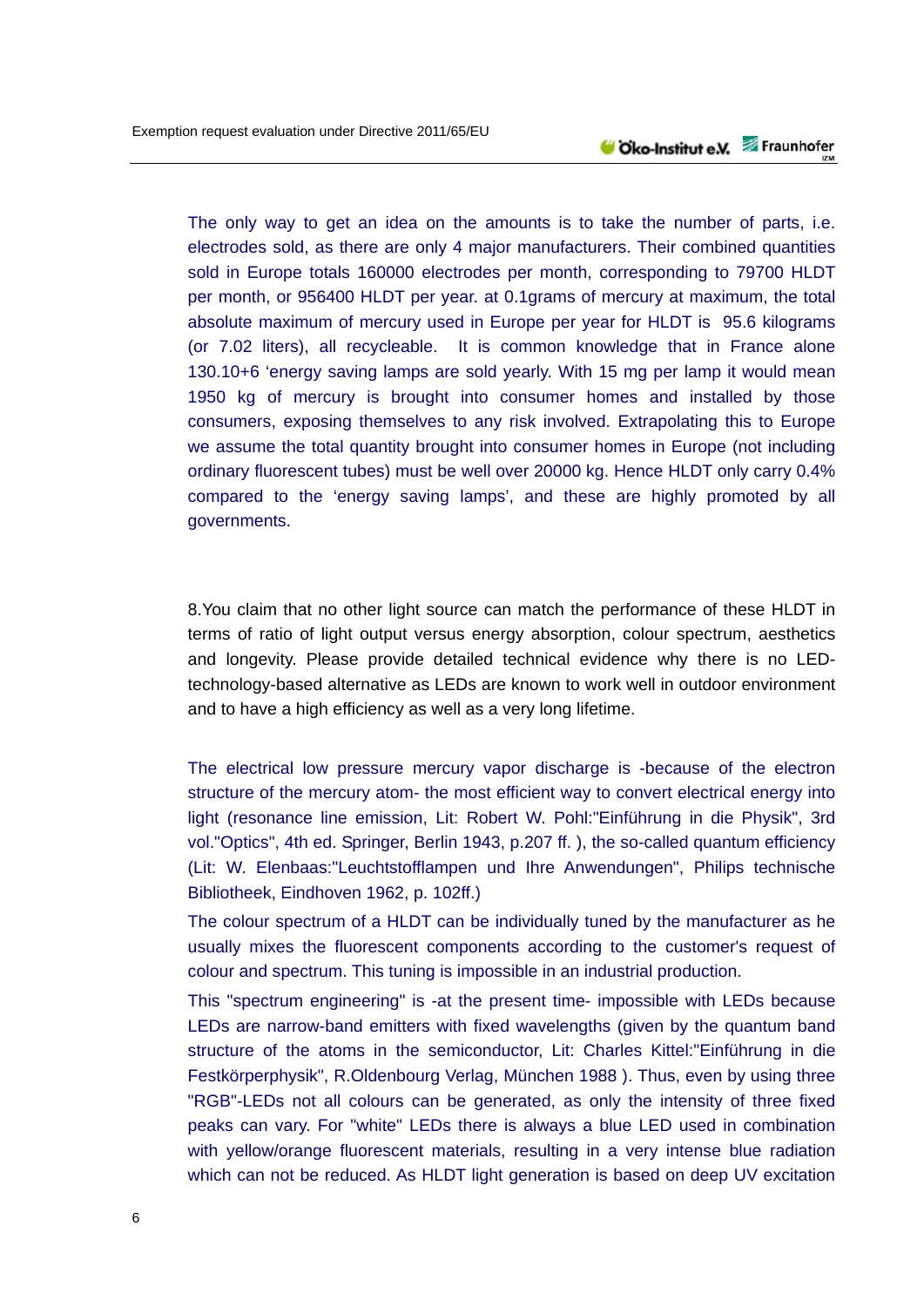The only way to get an idea on the amounts is to take the number of parts, i.e. electrodes sold, as there are only 4 major manufacturers. Their combined quantities sold in Europe totals 160000 electrodes per month, corresponding to 79700 HLDT per month, or 956400 HLDT per year. at 0.1grams of mercury at maximum, the total absolute maximum of mercury used in Europe per year for HLDT is 95.6 kilograms (or 7.02 liters), all recycleable. It is common knowledge that in France alone 130.10+6 'energy saving lamps are sold yearly. With 15 mg per lamp it would mean 1950 kg of mercury is brought into consumer homes and installed by those consumers, exposing themselves to any risk involved. Extrapolating this to Europe we assume the total quantity brought into consumer homes in Europe (not including ordinary fluorescent tubes) must be well over 20000 kg. Hence HLDT only carry 0.4% compared to the 'energy saving lamps', and these are highly promoted by all governments.

8.You claim that no other light source can match the performance of these HLDT in terms of ratio of light output versus energy absorption, colour spectrum, aesthetics and longevity. Please provide detailed technical evidence why there is no LED-technology-based alternative as LEDs are known to work well in outdoor environment and to have a high efficiency as well as a very long lifetime.

The electrical low pressure mercury vapor discharge is -because of the electron structure of the mercury atom- the most efficient way to convert electrical energy into light (resonance line emission, Lit: Robert W. Pohl:"Einführung in die Physik", 3rd vol."Optics", 4th ed. Springer, Berlin 1943, p.207 ff. ), the so-called quantum efficiency (Lit: W. Elenbaas:"Leuchtstofflampen und Ihre Anwendungen", Philips technische Bibliotheek, Eindhoven 1962, p. 102ff.)

The colour spectrum of a HLDT can be individually tuned by the manufacturer as he usually mixes the fluorescent components according to the customer's request of colour and spectrum. This tuning is impossible in an industrial production.

This "spectrum engineering" is -at the present time- impossible with LEDs because LEDs are narrow-band emitters with fixed wavelengths (given by the quantum band structure of the atoms in the semiconductor, Lit: Charles Kittel:"Einführung in die Festkörperphysik", R.Oldenbourg Verlag, München 1988 ). Thus, even by using three "RGB"-LEDs not all colours can be generated, as only the intensity of three fixed peaks can vary. For "white" LEDs there is always a blue LED used in combination with yellow/orange fluorescent materials, resulting in a very intense blue radiation which can not be reduced. As HLDT light generation is based on deep UV excitation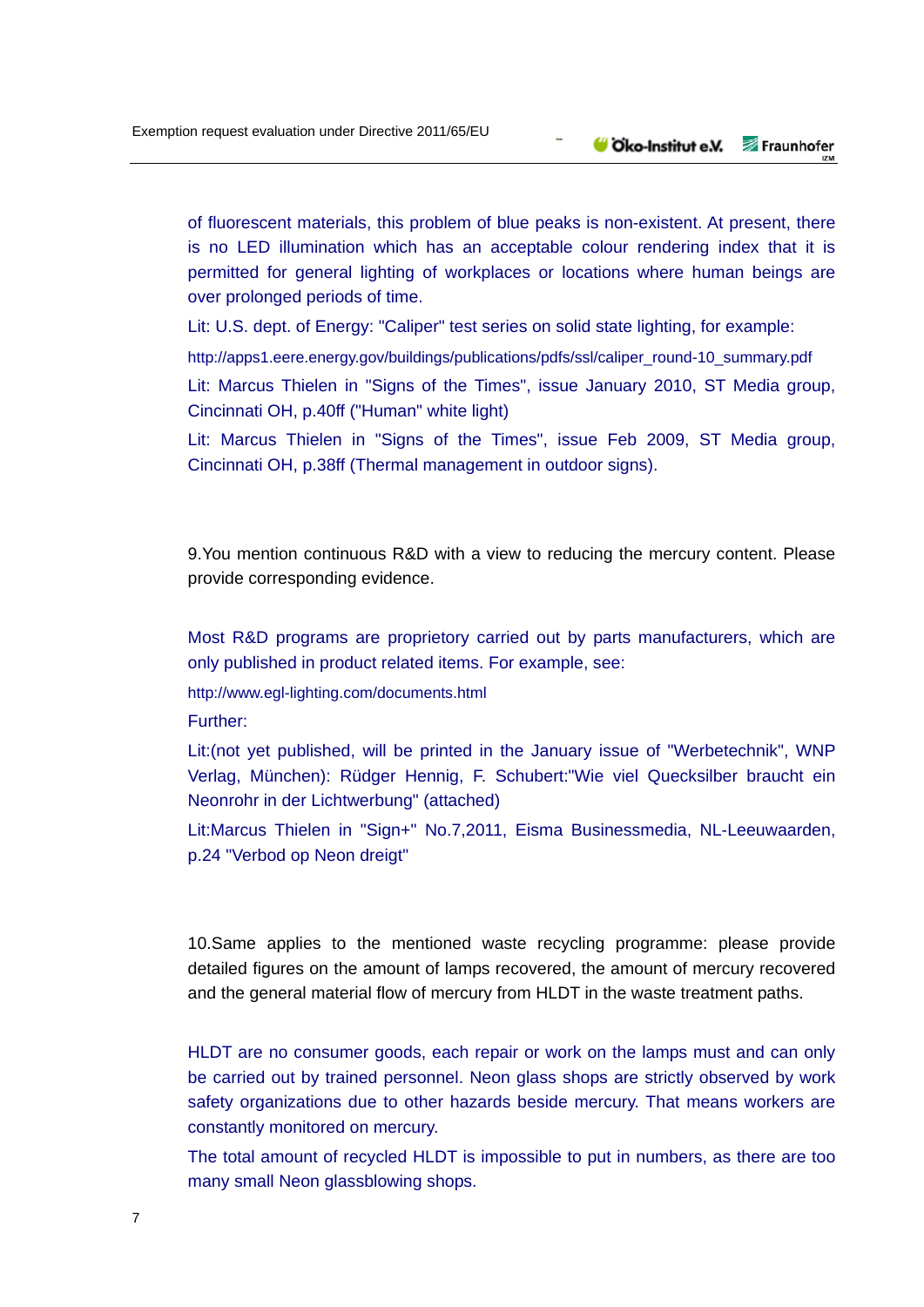of fluorescent materials, this problem of blue peaks is non-existent. At present, there is no LED illumination which has an acceptable colour rendering index that it is permitted for general lighting of workplaces or locations where human beings are over prolonged periods of time.

Lit: U.S. dept. of Energy: "Caliper" test series on solid state lighting, for example:

http://apps1.eere.energy.gov/buildings/publications/pdfs/ssl/caliper_round-10_summary.pdf

Lit: Marcus Thielen in "Signs of the Times", issue January 2010, ST Media group, Cincinnati OH, p.40ff ("Human" white light)

Lit: Marcus Thielen in "Signs of the Times", issue Feb 2009, ST Media group, Cincinnati OH, p.38ff (Thermal management in outdoor signs).

9.You mention continuous R&D with a view to reducing the mercury content. Please provide corresponding evidence.

Most R&D programs are proprietory carried out by parts manufacturers, which are only published in product related items. For example, see:

http://www.egl-lighting.com/documents.html

Further:

Lit:(not yet published, will be printed in the January issue of "Werbetechnik", WNP Verlag, München): Rüdger Hennig, F. Schubert:"Wie viel Quecksilber braucht ein Neonrohr in der Lichtwerbung" (attached)

Lit:Marcus Thielen in "Sign+" No.7,2011, Eisma Businessmedia, NL-Leeuwaarden, p.24 "Verbod op Neon dreigt"

10.Same applies to the mentioned waste recycling programme: please provide detailed figures on the amount of lamps recovered, the amount of mercury recovered and the general material flow of mercury from HLDT in the waste treatment paths.

HLDT are no consumer goods, each repair or work on the lamps must and can only be carried out by trained personnel. Neon glass shops are strictly observed by work safety organizations due to other hazards beside mercury. That means workers are constantly monitored on mercury.

The total amount of recycled HLDT is impossible to put in numbers, as there are too many small Neon glassblowing shops.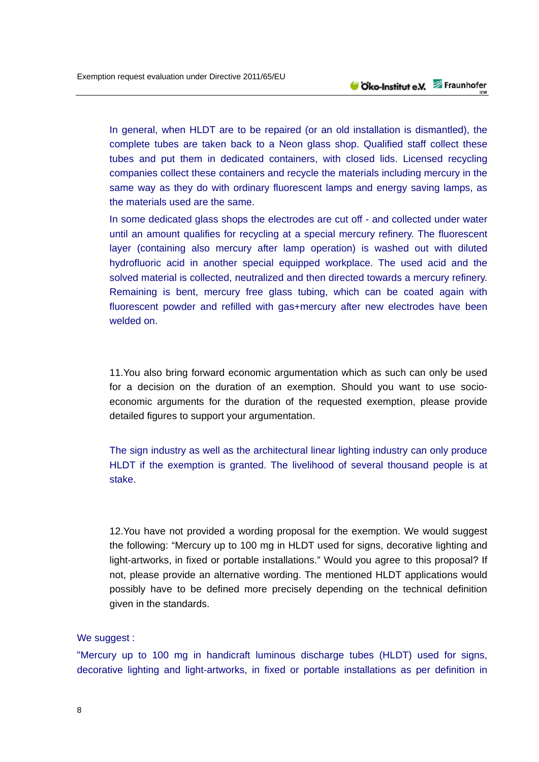In general, when HLDT are to be repaired (or an old installation is dismantled), the complete tubes are taken back to a Neon glass shop. Qualified staff collect these tubes and put them in dedicated containers, with closed lids. Licensed recycling companies collect these containers and recycle the materials including mercury in the same way as they do with ordinary fluorescent lamps and energy saving lamps, as the materials used are the same.

In some dedicated glass shops the electrodes are cut off - and collected under water until an amount qualifies for recycling at a special mercury refinery. The fluorescent layer (containing also mercury after lamp operation) is washed out with diluted hydrofluoric acid in another special equipped workplace. The used acid and the solved material is collected, neutralized and then directed towards a mercury refinery. Remaining is bent, mercury free glass tubing, which can be coated again with fluorescent powder and refilled with gas+mercury after new electrodes have been welded on.

11. You also bring forward economic argumentation which as such can only be used for a decision on the duration of an exemption. Should you want to use socio-economic arguments for the duration of the requested exemption, please provide detailed figures to support your argumentation.

The sign industry as well as the architectural linear lighting industry can only produce HLDT if the exemption is granted. The livelihood of several thousand people is at stake.

12. You have not provided a wording proposal for the exemption. We would suggest the following: “Mercury up to 100 mg in HLDT used for signs, decorative lighting and light-artworks, in fixed or portable installations.” Would you agree to this proposal? If not, please provide an alternative wording. The mentioned HLDT applications would possibly have to be defined more precisely depending on the technical definition given in the standards.

We suggest :

"Mercury up to 100 mg in handicraft luminous discharge tubes (HLDT) used for signs, decorative lighting and light-artworks, in fixed or portable installations as per definition in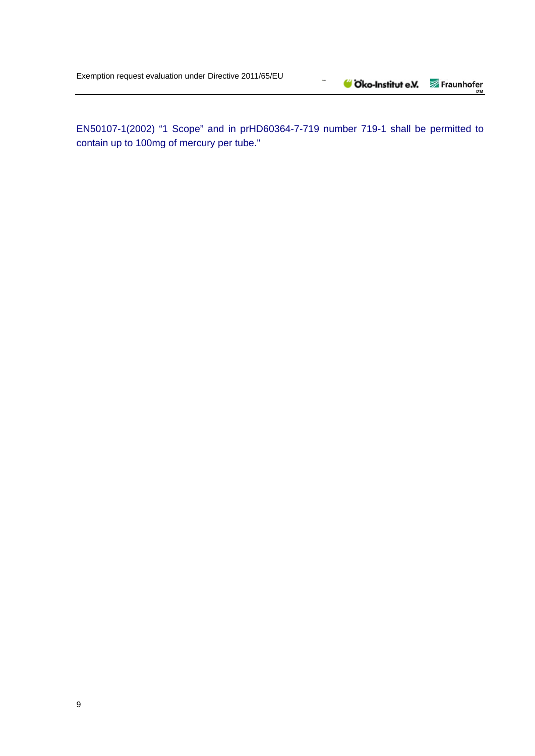EN50107-1(2002) “1 Scope” and in prHD60364-7-719 number 719-1 shall be permitted to contain up to 100mg of mercury per tube."